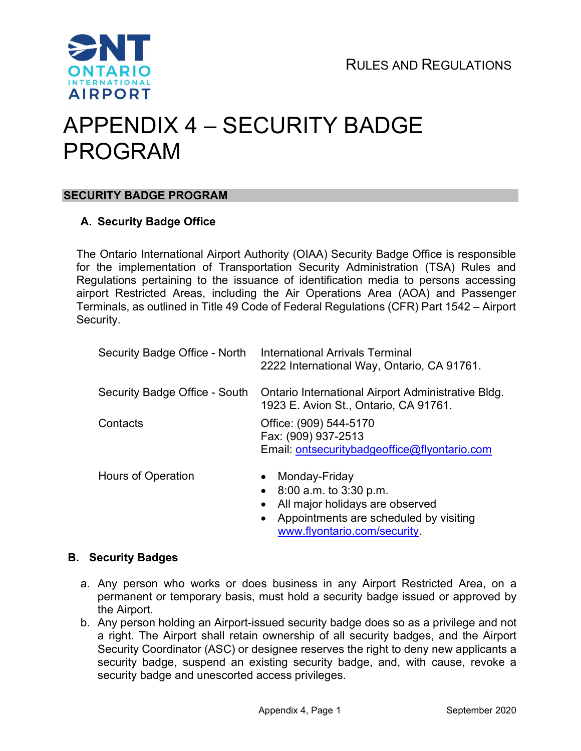RULES AND REGULATIONS

# APPENDIX 4 – SECURITY BADGE PROGRAM

## SECURITY BADGE PROGRAM

### A. Security Badge Office

The Ontario International Airport Authority (OIAA) Security Badge Office is responsible for the implementation of Transportation Security Administration (TSA) Rules and Regulations pertaining to the issuance of identification media to persons accessing airport Restricted Areas, including the Air Operations Area (AOA) and Passenger Terminals, as outlined in Title 49 Code of Federal Regulations (CFR) Part 1542 – Airport Security.

| | |
|---|---|
| Security Badge Office - North | International Arrivals Terminal<br>2222 International Way, Ontario, CA 91761. |
| Security Badge Office - South | Ontario International Airport Administrative Bldg.<br>1923 E. Avion St., Ontario, CA 91761. |
| Contacts | Office: (909) 544-5170<br>Fax: (909) 937-2513<br>Email: ontsecuritybadgeoffice@flyontario.com |
| Hours of Operation | • Monday-Friday<br>• 8:00 a.m. to 3:30 p.m.<br>• All major holidays are observed<br>• Appointments are scheduled by visiting www.flyontario.com/security. |

### B. Security Badges

a. Any person who works or does business in any Airport Restricted Area, on a permanent or temporary basis, must hold a security badge issued or approved by the Airport.

b. Any person holding an Airport-issued security badge does so as a privilege and not a right. The Airport shall retain ownership of all security badges, and the Airport Security Coordinator (ASC) or designee reserves the right to deny new applicants a security badge, suspend an existing security badge, and, with cause, revoke a security badge and unescorted access privileges.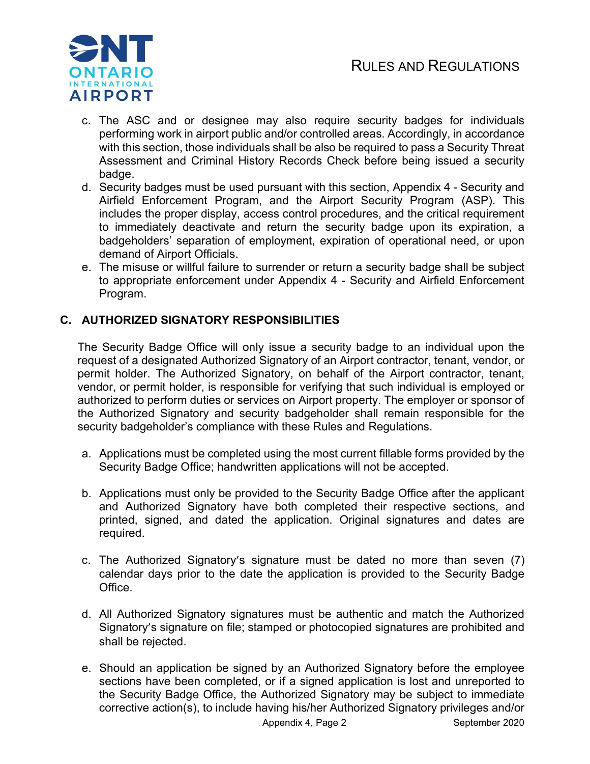c. The ASC and or designee may also require security badges for individuals performing work in airport public and/or controlled areas. Accordingly, in accordance with this section, those individuals shall be also be required to pass a Security Threat Assessment and Criminal History Records Check before being issued a security badge.

d. Security badges must be used pursuant with this section, Appendix 4 - Security and Airfield Enforcement Program, and the Airport Security Program (ASP). This includes the proper display, access control procedures, and the critical requirement to immediately deactivate and return the security badge upon its expiration, a badgeholders' separation of employment, expiration of operational need, or upon demand of Airport Officials.

e. The misuse or willful failure to surrender or return a security badge shall be subject to appropriate enforcement under Appendix 4 - Security and Airfield Enforcement Program.

## C. AUTHORIZED SIGNATORY RESPONSIBILITIES

The Security Badge Office will only issue a security badge to an individual upon the request of a designated Authorized Signatory of an Airport contractor, tenant, vendor, or permit holder. The Authorized Signatory, on behalf of the Airport contractor, tenant, vendor, or permit holder, is responsible for verifying that such individual is employed or authorized to perform duties or services on Airport property. The employer or sponsor of the Authorized Signatory and security badgeholder shall remain responsible for the security badgeholder's compliance with these Rules and Regulations.

a. Applications must be completed using the most current fillable forms provided by the Security Badge Office; handwritten applications will not be accepted.

b. Applications must only be provided to the Security Badge Office after the applicant and Authorized Signatory have both completed their respective sections, and printed, signed, and dated the application. Original signatures and dates are required.

c. The Authorized Signatory's signature must be dated no more than seven (7) calendar days prior to the date the application is provided to the Security Badge Office.

d. All Authorized Signatory signatures must be authentic and match the Authorized Signatory's signature on file; stamped or photocopied signatures are prohibited and shall be rejected.

e. Should an application be signed by an Authorized Signatory before the employee sections have been completed, or if a signed application is lost and unreported to the Security Badge Office, the Authorized Signatory may be subject to immediate corrective action(s), to include having his/her Authorized Signatory privileges and/or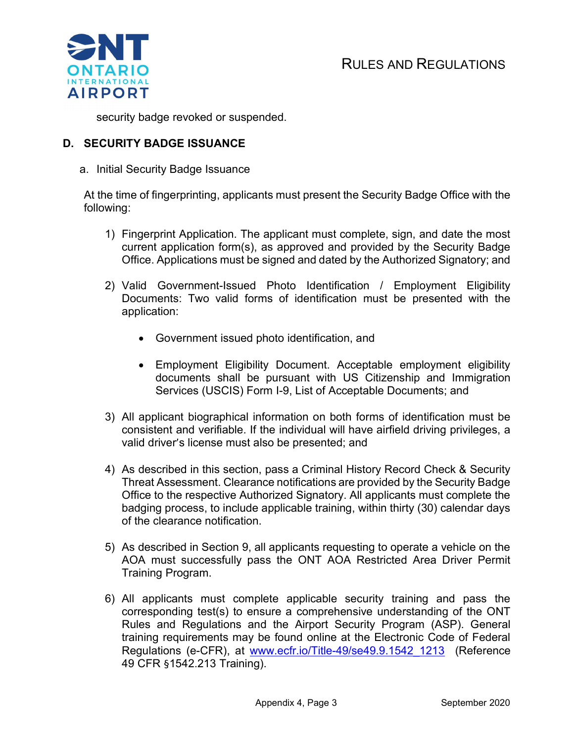security badge revoked or suspended.

## D. SECURITY BADGE ISSUANCE

a. Initial Security Badge Issuance

At the time of fingerprinting, applicants must present the Security Badge Office with the following:

1) Fingerprint Application. The applicant must complete, sign, and date the most current application form(s), as approved and provided by the Security Badge Office. Applications must be signed and dated by the Authorized Signatory; and

2) Valid Government-Issued Photo Identification / Employment Eligibility Documents: Two valid forms of identification must be presented with the application:

   - Government issued photo identification, and

   - Employment Eligibility Document. Acceptable employment eligibility documents shall be pursuant with US Citizenship and Immigration Services (USCIS) Form I-9, List of Acceptable Documents; and

3) All applicant biographical information on both forms of identification must be consistent and verifiable. If the individual will have airfield driving privileges, a valid driver's license must also be presented; and

4) As described in this section, pass a Criminal History Record Check & Security Threat Assessment. Clearance notifications are provided by the Security Badge Office to the respective Authorized Signatory. All applicants must complete the badging process, to include applicable training, within thirty (30) calendar days of the clearance notification.

5) As described in Section 9, all applicants requesting to operate a vehicle on the AOA must successfully pass the ONT AOA Restricted Area Driver Permit Training Program.

6) All applicants must complete applicable security training and pass the corresponding test(s) to ensure a comprehensive understanding of the ONT Rules and Regulations and the Airport Security Program (ASP). General training requirements may be found online at the Electronic Code of Federal Regulations (e-CFR), at www.ecfr.io/Title-49/se49.9.1542_1213 (Reference 49 CFR §1542.213 Training).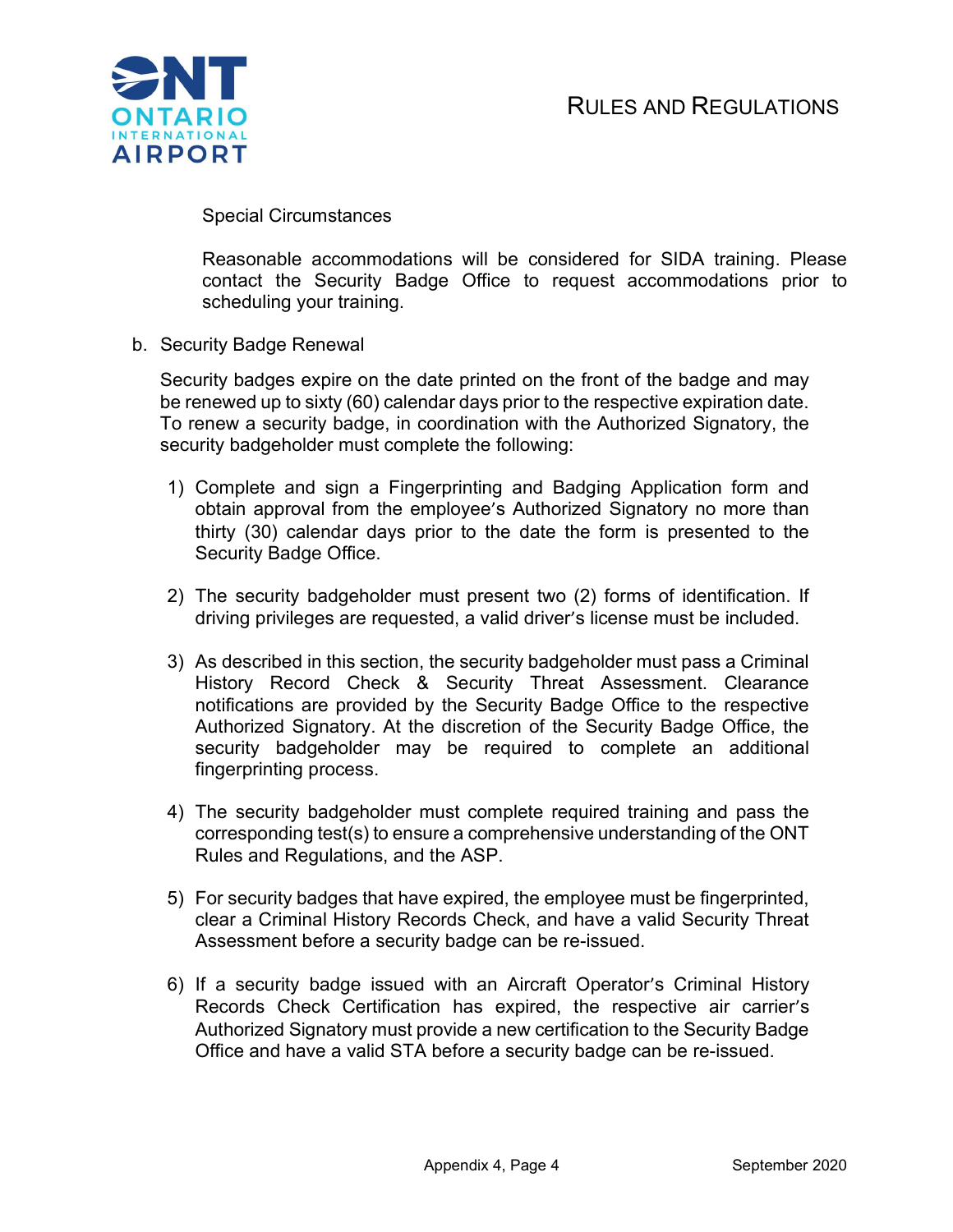Special Circumstances

Reasonable accommodations will be considered for SIDA training. Please contact the Security Badge Office to request accommodations prior to scheduling your training.

b. Security Badge Renewal

Security badges expire on the date printed on the front of the badge and may be renewed up to sixty (60) calendar days prior to the respective expiration date. To renew a security badge, in coordination with the Authorized Signatory, the security badgeholder must complete the following:

1) Complete and sign a Fingerprinting and Badging Application form and obtain approval from the employee's Authorized Signatory no more than thirty (30) calendar days prior to the date the form is presented to the Security Badge Office.

2) The security badgeholder must present two (2) forms of identification. If driving privileges are requested, a valid driver's license must be included.

3) As described in this section, the security badgeholder must pass a Criminal History Record Check & Security Threat Assessment. Clearance notifications are provided by the Security Badge Office to the respective Authorized Signatory. At the discretion of the Security Badge Office, the security badgeholder may be required to complete an additional fingerprinting process.

4) The security badgeholder must complete required training and pass the corresponding test(s) to ensure a comprehensive understanding of the ONT Rules and Regulations, and the ASP.

5) For security badges that have expired, the employee must be fingerprinted, clear a Criminal History Records Check, and have a valid Security Threat Assessment before a security badge can be re-issued.

6) If a security badge issued with an Aircraft Operator's Criminal History Records Check Certification has expired, the respective air carrier's Authorized Signatory must provide a new certification to the Security Badge Office and have a valid STA before a security badge can be re-issued.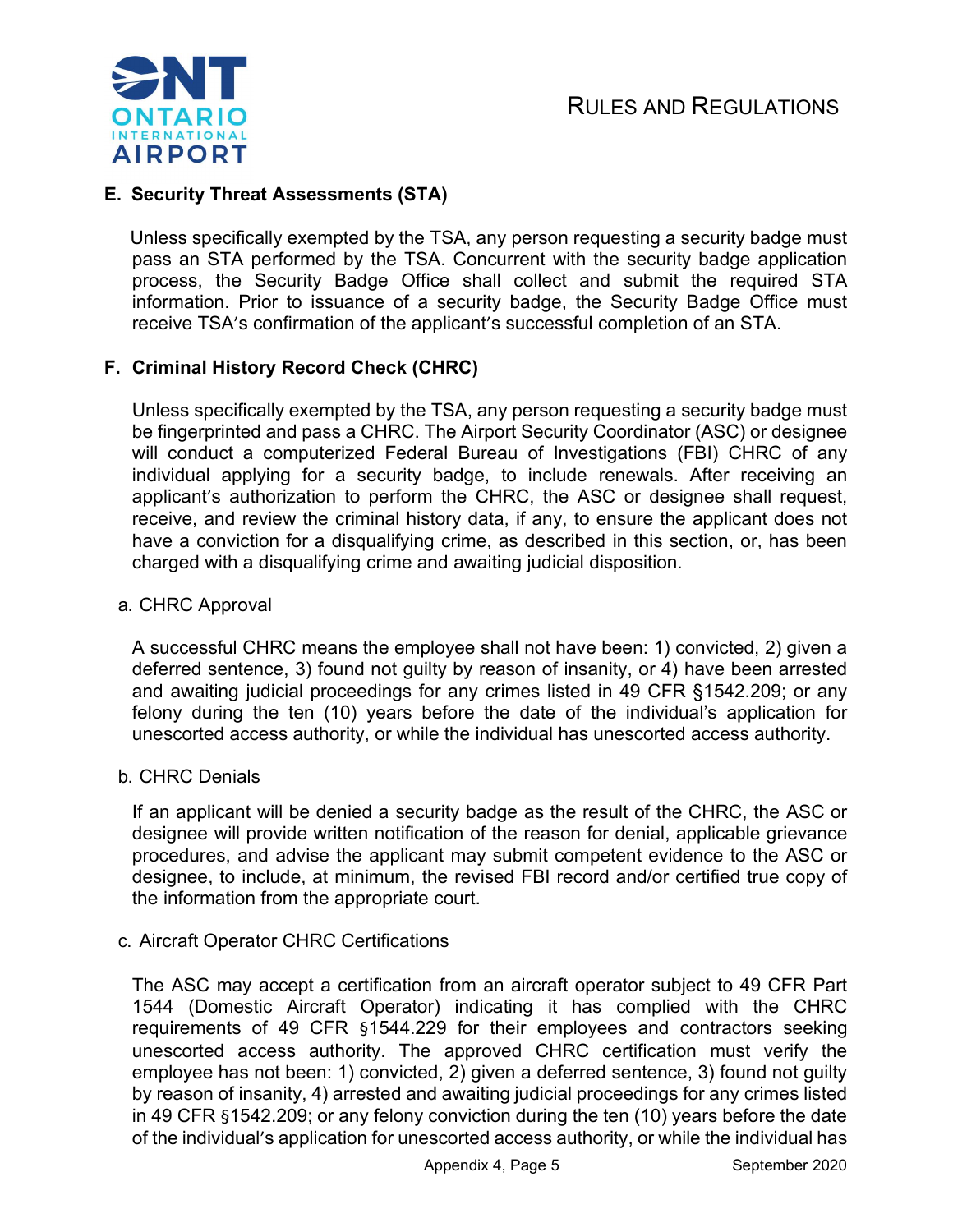### E. Security Threat Assessments (STA)

Unless specifically exempted by the TSA, any person requesting a security badge must pass an STA performed by the TSA. Concurrent with the security badge application process, the Security Badge Office shall collect and submit the required STA information. Prior to issuance of a security badge, the Security Badge Office must receive TSA's confirmation of the applicant's successful completion of an STA.

### F. Criminal History Record Check (CHRC)

Unless specifically exempted by the TSA, any person requesting a security badge must be fingerprinted and pass a CHRC. The Airport Security Coordinator (ASC) or designee will conduct a computerized Federal Bureau of Investigations (FBI) CHRC of any individual applying for a security badge, to include renewals. After receiving an applicant's authorization to perform the CHRC, the ASC or designee shall request, receive, and review the criminal history data, if any, to ensure the applicant does not have a conviction for a disqualifying crime, as described in this section, or, has been charged with a disqualifying crime and awaiting judicial disposition.

a. CHRC Approval

A successful CHRC means the employee shall not have been: 1) convicted, 2) given a deferred sentence, 3) found not guilty by reason of insanity, or 4) have been arrested and awaiting judicial proceedings for any crimes listed in 49 CFR §1542.209; or any felony during the ten (10) years before the date of the individual's application for unescorted access authority, or while the individual has unescorted access authority.

b. CHRC Denials

If an applicant will be denied a security badge as the result of the CHRC, the ASC or designee will provide written notification of the reason for denial, applicable grievance procedures, and advise the applicant may submit competent evidence to the ASC or designee, to include, at minimum, the revised FBI record and/or certified true copy of the information from the appropriate court.

c. Aircraft Operator CHRC Certifications

The ASC may accept a certification from an aircraft operator subject to 49 CFR Part 1544 (Domestic Aircraft Operator) indicating it has complied with the CHRC requirements of 49 CFR §1544.229 for their employees and contractors seeking unescorted access authority. The approved CHRC certification must verify the employee has not been: 1) convicted, 2) given a deferred sentence, 3) found not guilty by reason of insanity, 4) arrested and awaiting judicial proceedings for any crimes listed in 49 CFR §1542.209; or any felony conviction during the ten (10) years before the date of the individual's application for unescorted access authority, or while the individual has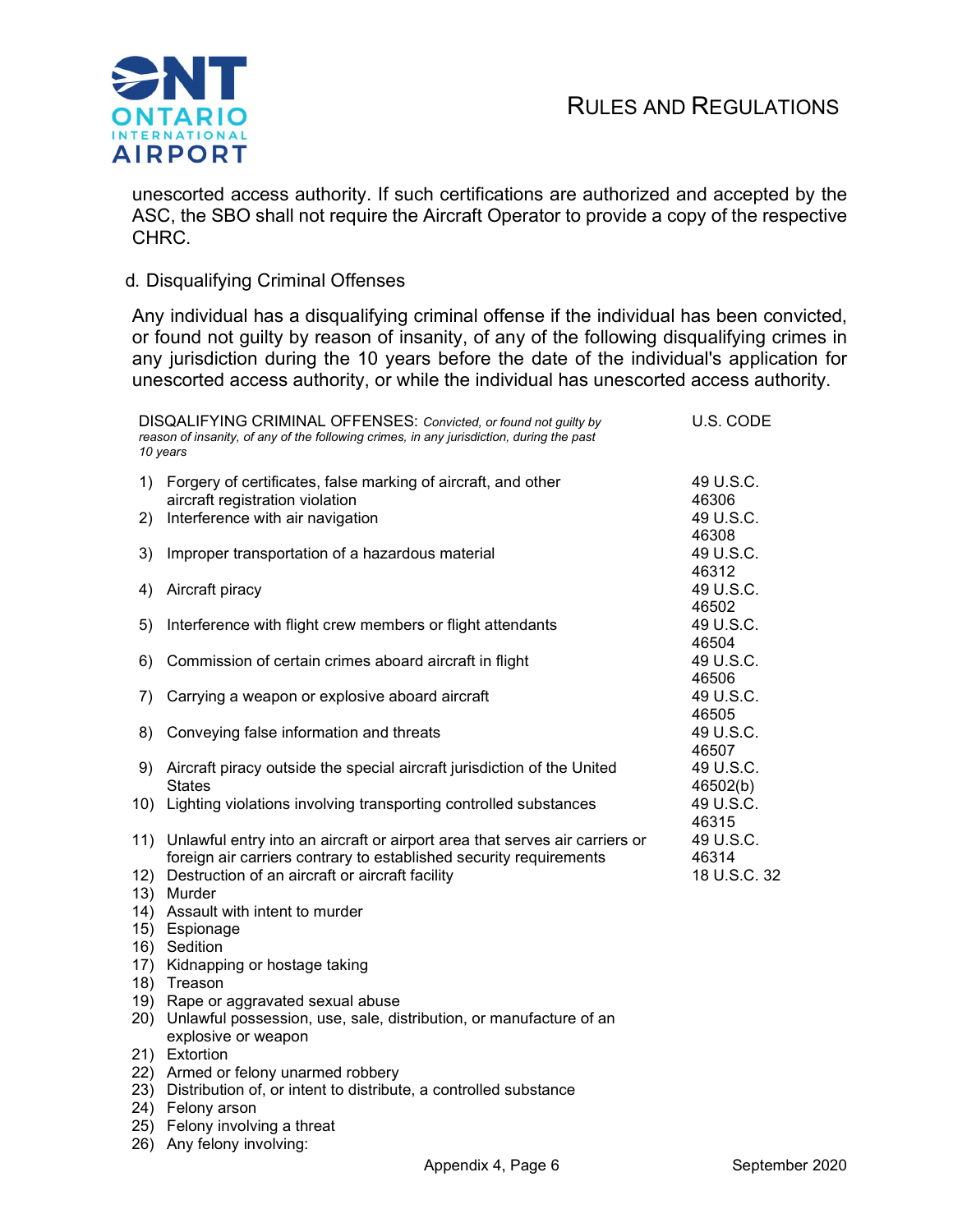unescorted access authority. If such certifications are authorized and accepted by the ASC, the SBO shall not require the Aircraft Operator to provide a copy of the respective CHRC.

d. Disqualifying Criminal Offenses

Any individual has a disqualifying criminal offense if the individual has been convicted, or found not guilty by reason of insanity, of any of the following disqualifying crimes in any jurisdiction during the 10 years before the date of the individual's application for unescorted access authority, or while the individual has unescorted access authority.

| DISQALIFYING CRIMINAL OFFENSES: *Convicted, or found not guilty by reason of insanity, of any of the following crimes, in any jurisdiction, during the past 10 years* | U.S. CODE |
|---|---|
| 1) Forgery of certificates, false marking of aircraft, and other aircraft registration violation | 49 U.S.C. 46306 |
| 2) Interference with air navigation | 49 U.S.C. 46308 |
| 3) Improper transportation of a hazardous material | 49 U.S.C. 46312 |
| 4) Aircraft piracy | 49 U.S.C. 46502 |
| 5) Interference with flight crew members or flight attendants | 49 U.S.C. 46504 |
| 6) Commission of certain crimes aboard aircraft in flight | 49 U.S.C. 46506 |
| 7) Carrying a weapon or explosive aboard aircraft | 49 U.S.C. 46505 |
| 8) Conveying false information and threats | 49 U.S.C. 46507 |
| 9) Aircraft piracy outside the special aircraft jurisdiction of the United States | 49 U.S.C. 46502(b) |
| 10) Lighting violations involving transporting controlled substances | 49 U.S.C. 46315 |
| 11) Unlawful entry into an aircraft or airport area that serves air carriers or foreign air carriers contrary to established security requirements | 49 U.S.C. 46314 |
| 12) Destruction of an aircraft or aircraft facility | 18 U.S.C. 32 |
| 13) Murder | |
| 14) Assault with intent to murder | |
| 15) Espionage | |
| 16) Sedition | |
| 17) Kidnapping or hostage taking | |
| 18) Treason | |
| 19) Rape or aggravated sexual abuse | |
| 20) Unlawful possession, use, sale, distribution, or manufacture of an explosive or weapon | |
| 21) Extortion | |
| 22) Armed or felony unarmed robbery | |
| 23) Distribution of, or intent to distribute, a controlled substance | |
| 24) Felony arson | |
| 25) Felony involving a threat | |
| 26) Any felony involving: | |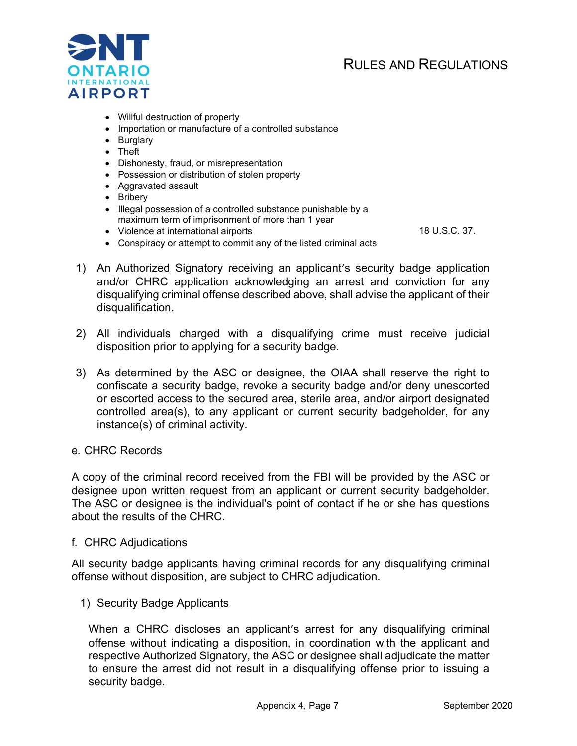- Willful destruction of property
- Importation or manufacture of a controlled substance
- Burglary
- Theft
- Dishonesty, fraud, or misrepresentation
- Possession or distribution of stolen property
- Aggravated assault
- Bribery
- Illegal possession of a controlled substance punishable by a maximum term of imprisonment of more than 1 year
- Violence at international airports — 18 U.S.C. 37.
- Conspiracy or attempt to commit any of the listed criminal acts

1) An Authorized Signatory receiving an applicant's security badge application and/or CHRC application acknowledging an arrest and conviction for any disqualifying criminal offense described above, shall advise the applicant of their disqualification.

2) All individuals charged with a disqualifying crime must receive judicial disposition prior to applying for a security badge.

3) As determined by the ASC or designee, the OIAA shall reserve the right to confiscate a security badge, revoke a security badge and/or deny unescorted or escorted access to the secured area, sterile area, and/or airport designated controlled area(s), to any applicant or current security badgeholder, for any instance(s) of criminal activity.

e. CHRC Records

A copy of the criminal record received from the FBI will be provided by the ASC or designee upon written request from an applicant or current security badgeholder. The ASC or designee is the individual's point of contact if he or she has questions about the results of the CHRC.

f. CHRC Adjudications

All security badge applicants having criminal records for any disqualifying criminal offense without disposition, are subject to CHRC adjudication.

1) Security Badge Applicants

When a CHRC discloses an applicant's arrest for any disqualifying criminal offense without indicating a disposition, in coordination with the applicant and respective Authorized Signatory, the ASC or designee shall adjudicate the matter to ensure the arrest did not result in a disqualifying offense prior to issuing a security badge.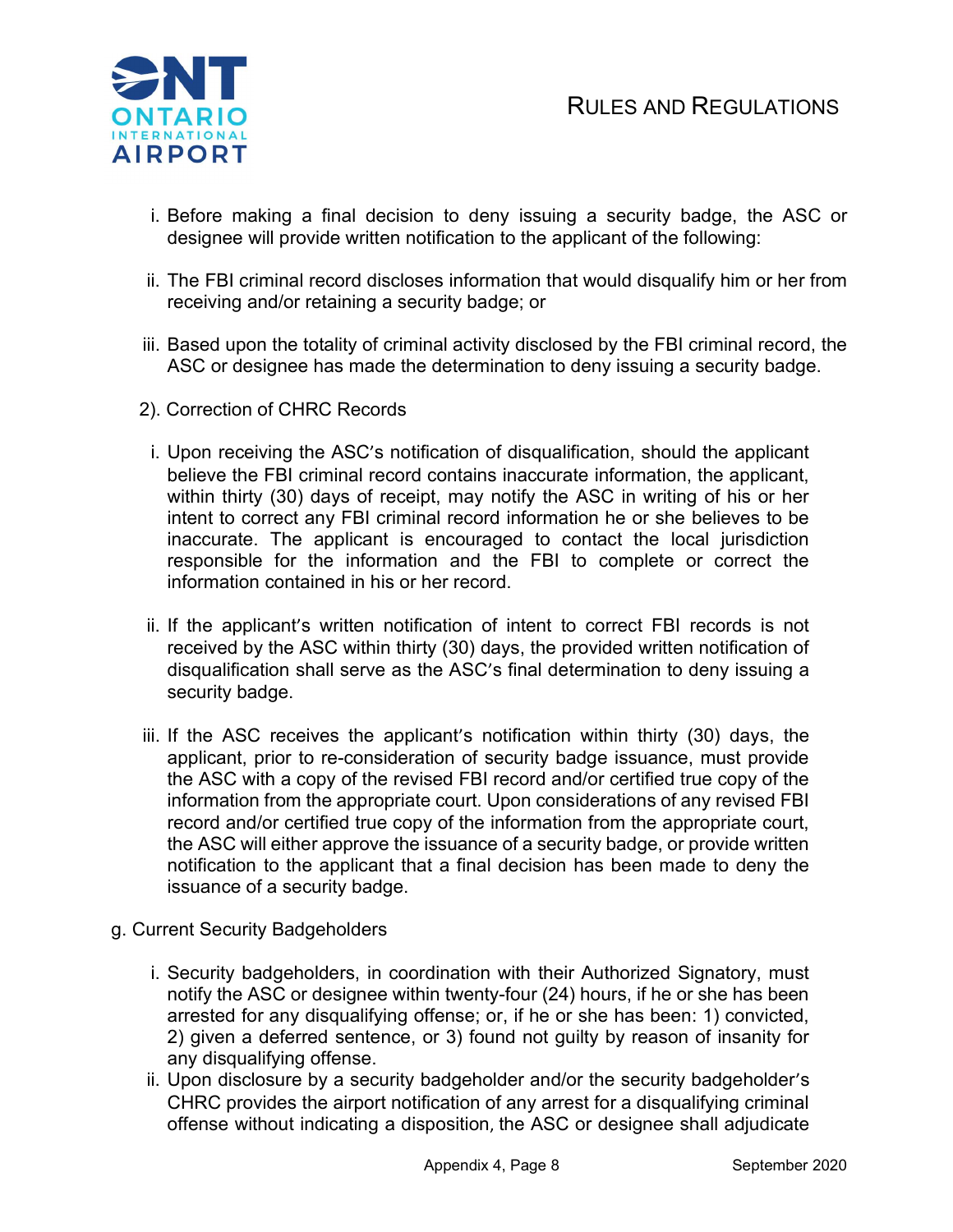i. Before making a final decision to deny issuing a security badge, the ASC or designee will provide written notification to the applicant of the following:

ii. The FBI criminal record discloses information that would disqualify him or her from receiving and/or retaining a security badge; or

iii. Based upon the totality of criminal activity disclosed by the FBI criminal record, the ASC or designee has made the determination to deny issuing a security badge.

2). Correction of CHRC Records

i. Upon receiving the ASC's notification of disqualification, should the applicant believe the FBI criminal record contains inaccurate information, the applicant, within thirty (30) days of receipt, may notify the ASC in writing of his or her intent to correct any FBI criminal record information he or she believes to be inaccurate. The applicant is encouraged to contact the local jurisdiction responsible for the information and the FBI to complete or correct the information contained in his or her record.

ii. If the applicant's written notification of intent to correct FBI records is not received by the ASC within thirty (30) days, the provided written notification of disqualification shall serve as the ASC's final determination to deny issuing a security badge.

iii. If the ASC receives the applicant's notification within thirty (30) days, the applicant, prior to re-consideration of security badge issuance, must provide the ASC with a copy of the revised FBI record and/or certified true copy of the information from the appropriate court. Upon considerations of any revised FBI record and/or certified true copy of the information from the appropriate court, the ASC will either approve the issuance of a security badge, or provide written notification to the applicant that a final decision has been made to deny the issuance of a security badge.

g. Current Security Badgeholders

i. Security badgeholders, in coordination with their Authorized Signatory, must notify the ASC or designee within twenty-four (24) hours, if he or she has been arrested for any disqualifying offense; or, if he or she has been: 1) convicted, 2) given a deferred sentence, or 3) found not guilty by reason of insanity for any disqualifying offense.

ii. Upon disclosure by a security badgeholder and/or the security badgeholder's CHRC provides the airport notification of any arrest for a disqualifying criminal offense without indicating a disposition, the ASC or designee shall adjudicate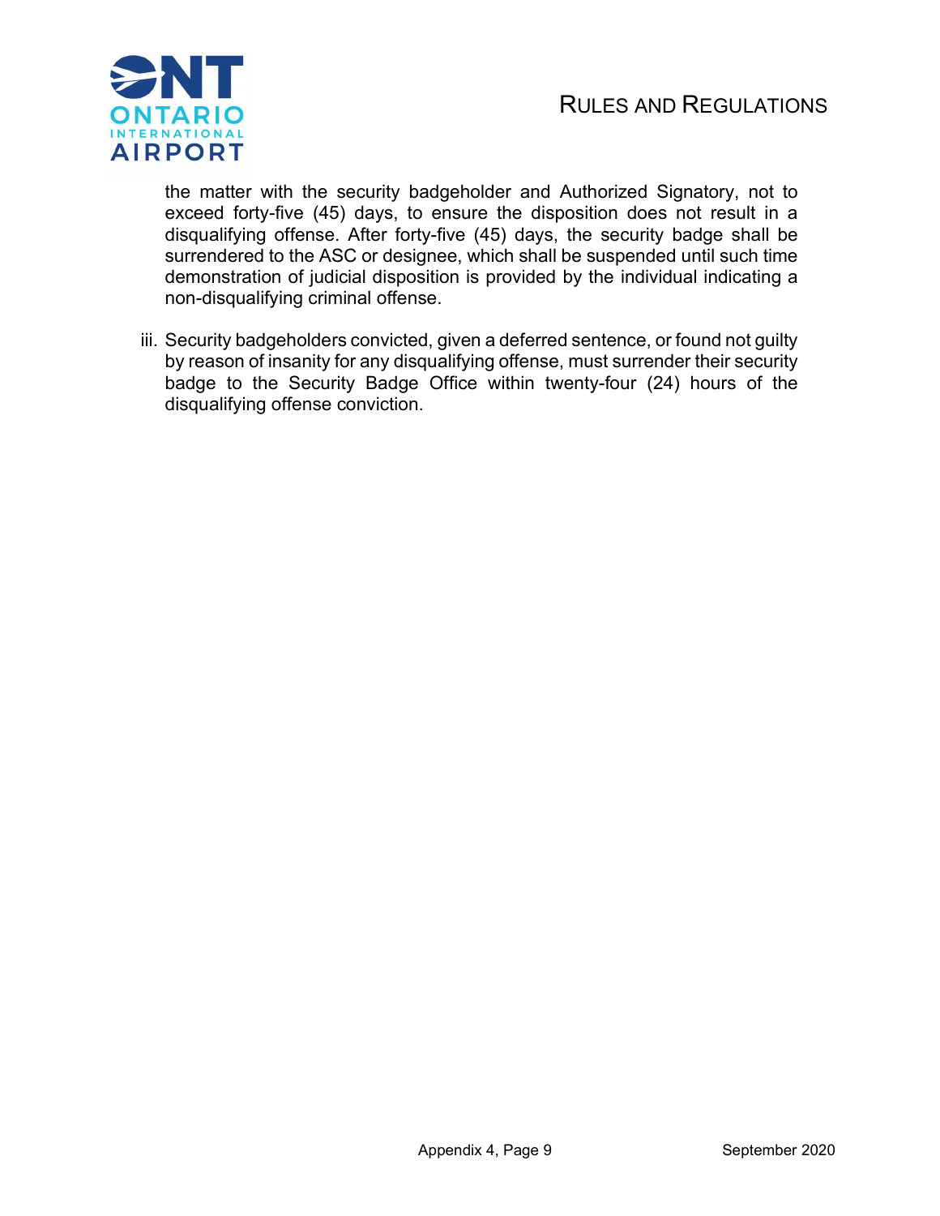the matter with the security badgeholder and Authorized Signatory, not to exceed forty-five (45) days, to ensure the disposition does not result in a disqualifying offense. After forty-five (45) days, the security badge shall be surrendered to the ASC or designee, which shall be suspended until such time demonstration of judicial disposition is provided by the individual indicating a non-disqualifying criminal offense.

iii. Security badgeholders convicted, given a deferred sentence, or found not guilty by reason of insanity for any disqualifying offense, must surrender their security badge to the Security Badge Office within twenty-four (24) hours of the disqualifying offense conviction.